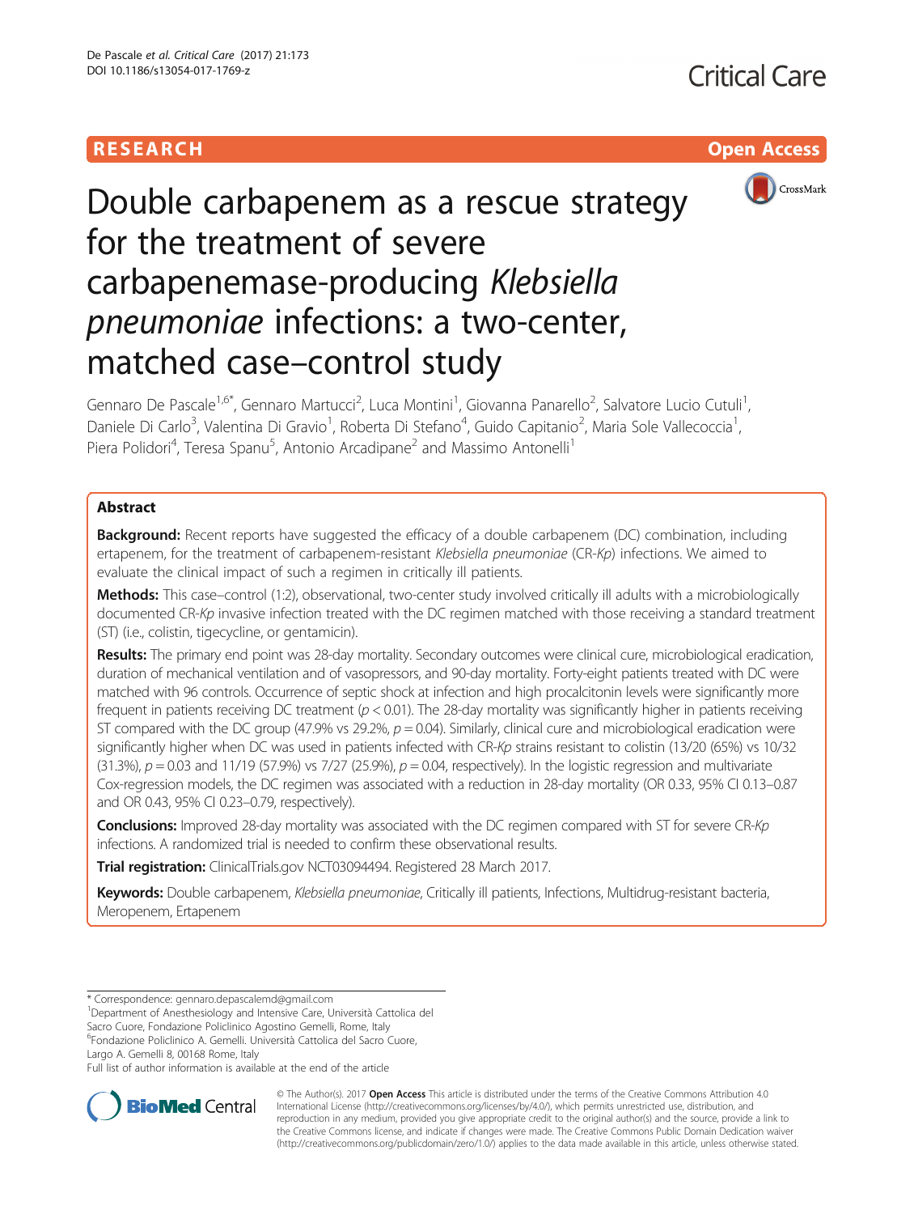RESEARCH

Open Access

# Double carbapenem as a rescue strategy for the treatment of severe carbapenemase-producing *Klebsiella pneumoniae* infections: a two-center, matched case–control study

Gennaro De Pascale[1,6*], Gennaro Martucci[2], Luca Montini[1], Giovanna Panarello[2], Salvatore Lucio Cutuli[1], Daniele Di Carlo[3], Valentina Di Gravio[1], Roberta Di Stefano[4], Guido Capitanio[2], Maria Sole Vallecoccia[1], Piera Polidori[4], Teresa Spanu[5], Antonio Arcadipane[2] and Massimo Antonelli[1]

## Abstract

**Background:** Recent reports have suggested the efficacy of a double carbapenem (DC) combination, including ertapenem, for the treatment of carbapenem-resistant *Klebsiella pneumoniae* (CR-*Kp*) infections. We aimed to evaluate the clinical impact of such a regimen in critically ill patients.

**Methods:** This case–control (1:2), observational, two-center study involved critically ill adults with a microbiologically documented CR-*Kp* invasive infection treated with the DC regimen matched with those receiving a standard treatment (ST) (i.e., colistin, tigecycline, or gentamicin).

**Results:** The primary end point was 28-day mortality. Secondary outcomes were clinical cure, microbiological eradication, duration of mechanical ventilation and of vasopressors, and 90-day mortality. Forty-eight patients treated with DC were matched with 96 controls. Occurrence of septic shock at infection and high procalcitonin levels were significantly more frequent in patients receiving DC treatment ($p < 0.01$). The 28-day mortality was significantly higher in patients receiving ST compared with the DC group (47.9% vs 29.2%, $p = 0.04$). Similarly, clinical cure and microbiological eradication were significantly higher when DC was used in patients infected with CR-*Kp* strains resistant to colistin (13/20 (65%) vs 10/32 (31.3%), $p = 0.03$ and 11/19 (57.9%) vs 7/27 (25.9%), $p = 0.04$, respectively). In the logistic regression and multivariate Cox-regression models, the DC regimen was associated with a reduction in 28-day mortality (OR 0.33, 95% CI 0.13–0.87 and OR 0.43, 95% CI 0.23–0.79, respectively).

**Conclusions:** Improved 28-day mortality was associated with the DC regimen compared with ST for severe CR-*Kp* infections. A randomized trial is needed to confirm these observational results.

**Trial registration:** ClinicalTrials.gov NCT03094494. Registered 28 March 2017.

**Keywords:** Double carbapenem, *Klebsiella pneumoniae*, Critically ill patients, Infections, Multidrug-resistant bacteria, Meropenem, Ertapenem

\* Correspondence: gennaro.depascalemd@gmail.com
[1]Department of Anesthesiology and Intensive Care, Università Cattolica del Sacro Cuore, Fondazione Policlinico Agostino Gemelli, Rome, Italy
[6]Fondazione Policlinico A. Gemelli. Università Cattolica del Sacro Cuore, Largo A. Gemelli 8, 00168 Rome, Italy
Full list of author information is available at the end of the article

© The Author(s). 2017 **Open Access** This article is distributed under the terms of the Creative Commons Attribution 4.0 International License (http://creativecommons.org/licenses/by/4.0/), which permits unrestricted use, distribution, and reproduction in any medium, provided you give appropriate credit to the original author(s) and the source, provide a link to the Creative Commons license, and indicate if changes were made. The Creative Commons Public Domain Dedication waiver (http://creativecommons.org/publicdomain/zero/1.0/) applies to the data made available in this article, unless otherwise stated.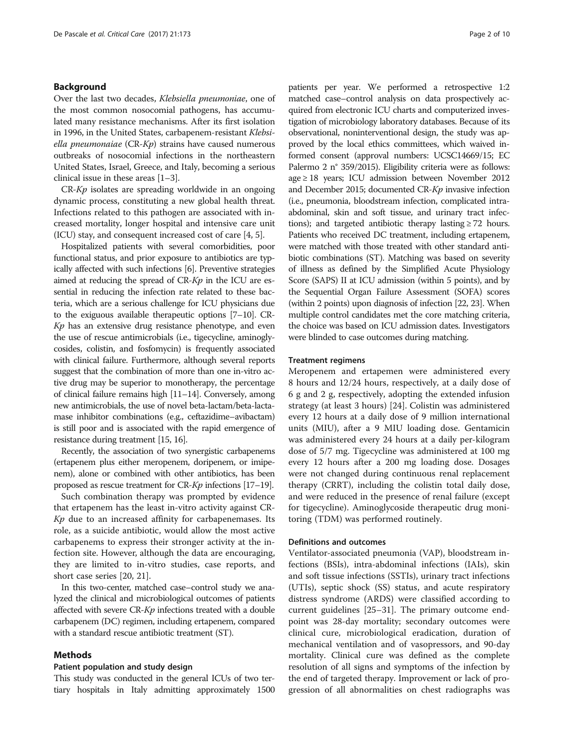## Background

Over the last two decades, *Klebsiella pneumoniae*, one of the most common nosocomial pathogens, has accumulated many resistance mechanisms. After its first isolation in 1996, in the United States, carbapenem-resistant *Klebsiella pneumonaiae* (CR-*Kp*) strains have caused numerous outbreaks of nosocomial infections in the northeastern United States, Israel, Greece, and Italy, becoming a serious clinical issue in these areas [1–3].

CR-*Kp* isolates are spreading worldwide in an ongoing dynamic process, constituting a new global health threat. Infections related to this pathogen are associated with increased mortality, longer hospital and intensive care unit (ICU) stay, and consequent increased cost of care [4, 5].

Hospitalized patients with several comorbidities, poor functional status, and prior exposure to antibiotics are typically affected with such infections [6]. Preventive strategies aimed at reducing the spread of CR-*Kp* in the ICU are essential in reducing the infection rate related to these bacteria, which are a serious challenge for ICU physicians due to the exiguous available therapeutic options [7–10]. CR-*Kp* has an extensive drug resistance phenotype, and even the use of rescue antimicrobials (i.e., tigecycline, aminoglycosides, colistin, and fosfomycin) is frequently associated with clinical failure. Furthermore, although several reports suggest that the combination of more than one in-vitro active drug may be superior to monotherapy, the percentage of clinical failure remains high [11–14]. Conversely, among new antimicrobials, the use of novel beta-lactam/beta-lactamase inhibitor combinations (e.g., ceftazidime–avibactam) is still poor and is associated with the rapid emergence of resistance during treatment [15, 16].

Recently, the association of two synergistic carbapenems (ertapenem plus either meropenem, doripenem, or imipenem), alone or combined with other antibiotics, has been proposed as rescue treatment for CR-*Kp* infections [17–19].

Such combination therapy was prompted by evidence that ertapenem has the least in-vitro activity against CR-*Kp* due to an increased affinity for carbapenemases. Its role, as a suicide antibiotic, would allow the most active carbapenems to express their stronger activity at the infection site. However, although the data are encouraging, they are limited to in-vitro studies, case reports, and short case series [20, 21].

In this two-center, matched case–control study we analyzed the clinical and microbiological outcomes of patients affected with severe CR-*Kp* infections treated with a double carbapenem (DC) regimen, including ertapenem, compared with a standard rescue antibiotic treatment (ST).

## Methods

### Patient population and study design

This study was conducted in the general ICUs of two tertiary hospitals in Italy admitting approximately 1500 patients per year. We performed a retrospective 1:2 matched case–control analysis on data prospectively acquired from electronic ICU charts and computerized investigation of microbiology laboratory databases. Because of its observational, noninterventional design, the study was approved by the local ethics committees, which waived informed consent (approval numbers: UCSC14669/15; EC Palermo 2 n° 359/2015). Eligibility criteria were as follows: age ≥ 18 years; ICU admission between November 2012 and December 2015; documented CR-*Kp* invasive infection (i.e., pneumonia, bloodstream infection, complicated intra-abdominal, skin and soft tissue, and urinary tract infections); and targeted antibiotic therapy lasting ≥ 72 hours. Patients who received DC treatment, including ertapenem, were matched with those treated with other standard antibiotic combinations (ST). Matching was based on severity of illness as defined by the Simplified Acute Physiology Score (SAPS) II at ICU admission (within 5 points), and by the Sequential Organ Failure Assessment (SOFA) scores (within 2 points) upon diagnosis of infection [22, 23]. When multiple control candidates met the core matching criteria, the choice was based on ICU admission dates. Investigators were blinded to case outcomes during matching.

### Treatment regimens

Meropenem and ertapemen were administered every 8 hours and 12/24 hours, respectively, at a daily dose of 6 g and 2 g, respectively, adopting the extended infusion strategy (at least 3 hours) [24]. Colistin was administered every 12 hours at a daily dose of 9 million international units (MIU), after a 9 MIU loading dose. Gentamicin was administered every 24 hours at a daily per-kilogram dose of 5/7 mg. Tigecycline was administered at 100 mg every 12 hours after a 200 mg loading dose. Dosages were not changed during continuous renal replacement therapy (CRRT), including the colistin total daily dose, and were reduced in the presence of renal failure (except for tigecycline). Aminoglycoside therapeutic drug monitoring (TDM) was performed routinely.

### Definitions and outcomes

Ventilator-associated pneumonia (VAP), bloodstream infections (BSIs), intra-abdominal infections (IAIs), skin and soft tissue infections (SSTIs), urinary tract infections (UTIs), septic shock (SS) status, and acute respiratory distress syndrome (ARDS) were classified according to current guidelines [25–31]. The primary outcome endpoint was 28-day mortality; secondary outcomes were clinical cure, microbiological eradication, duration of mechanical ventilation and of vasopressors, and 90-day mortality. Clinical cure was defined as the complete resolution of all signs and symptoms of the infection by the end of targeted therapy. Improvement or lack of progression of all abnormalities on chest radiographs was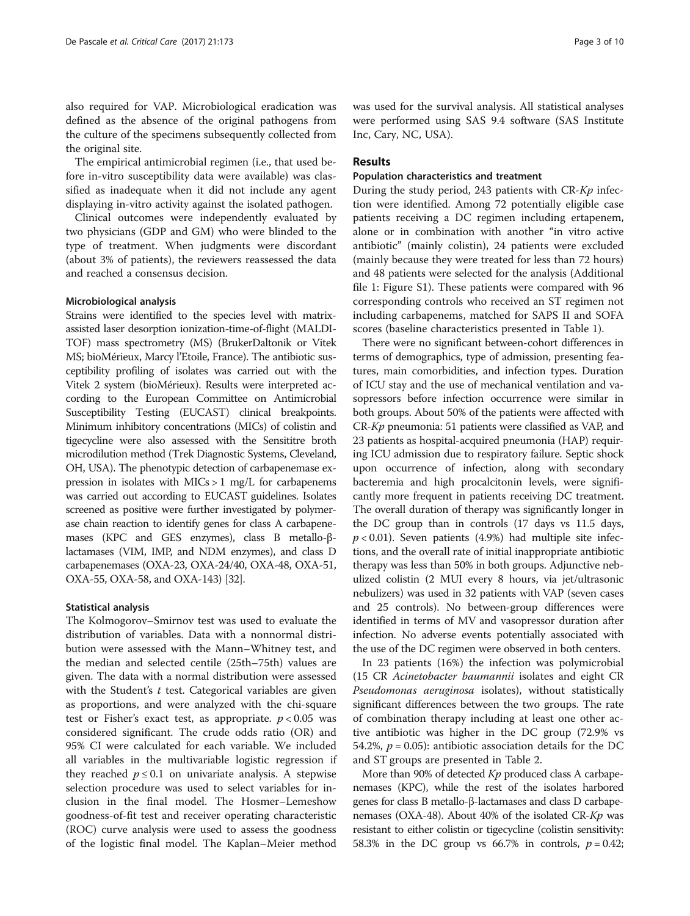also required for VAP. Microbiological eradication was defined as the absence of the original pathogens from the culture of the specimens subsequently collected from the original site.

The empirical antimicrobial regimen (i.e., that used before in-vitro susceptibility data were available) was classified as inadequate when it did not include any agent displaying in-vitro activity against the isolated pathogen.

Clinical outcomes were independently evaluated by two physicians (GDP and GM) who were blinded to the type of treatment. When judgments were discordant (about 3% of patients), the reviewers reassessed the data and reached a consensus decision.

### Microbiological analysis

Strains were identified to the species level with matrix-assisted laser desorption ionization-time-of-flight (MALDI-TOF) mass spectrometry (MS) (BrukerDaltonik or Vitek MS; bioMérieux, Marcy l'Etoile, France). The antibiotic susceptibility profiling of isolates was carried out with the Vitek 2 system (bioMérieux). Results were interpreted according to the European Committee on Antimicrobial Susceptibility Testing (EUCAST) clinical breakpoints. Minimum inhibitory concentrations (MICs) of colistin and tigecycline were also assessed with the Sensititre broth microdilution method (Trek Diagnostic Systems, Cleveland, OH, USA). The phenotypic detection of carbapenemase expression in isolates with MICs > 1 mg/L for carbapenems was carried out according to EUCAST guidelines. Isolates screened as positive were further investigated by polymerase chain reaction to identify genes for class A carbapenemases (KPC and GES enzymes), class B metallo-β-lactamases (VIM, IMP, and NDM enzymes), and class D carbapenemases (OXA-23, OXA-24/40, OXA-48, OXA-51, OXA-55, OXA-58, and OXA-143) [32].

### Statistical analysis

The Kolmogorov–Smirnov test was used to evaluate the distribution of variables. Data with a nonnormal distribution were assessed with the Mann–Whitney test, and the median and selected centile (25th–75th) values are given. The data with a normal distribution were assessed with the Student's *t* test. Categorical variables are given as proportions, and were analyzed with the chi-square test or Fisher's exact test, as appropriate. $p < 0.05$ was considered significant. The crude odds ratio (OR) and 95% CI were calculated for each variable. We included all variables in the multivariable logistic regression if they reached $p \leq 0.1$ on univariate analysis. A stepwise selection procedure was used to select variables for inclusion in the final model. The Hosmer–Lemeshow goodness-of-fit test and receiver operating characteristic (ROC) curve analysis were used to assess the goodness of the logistic final model. The Kaplan–Meier method was used for the survival analysis. All statistical analyses were performed using SAS 9.4 software (SAS Institute Inc, Cary, NC, USA).

## Results

### Population characteristics and treatment

During the study period, 243 patients with CR-*Kp* infection were identified. Among 72 potentially eligible case patients receiving a DC regimen including ertapenem, alone or in combination with another "in vitro active antibiotic" (mainly colistin), 24 patients were excluded (mainly because they were treated for less than 72 hours) and 48 patients were selected for the analysis (Additional file 1: Figure S1). These patients were compared with 96 corresponding controls who received an ST regimen not including carbapenems, matched for SAPS II and SOFA scores (baseline characteristics presented in Table 1).

There were no significant between-cohort differences in terms of demographics, type of admission, presenting features, main comorbidities, and infection types. Duration of ICU stay and the use of mechanical ventilation and vasopressors before infection occurrence were similar in both groups. About 50% of the patients were affected with CR-*Kp* pneumonia: 51 patients were classified as VAP, and 23 patients as hospital-acquired pneumonia (HAP) requiring ICU admission due to respiratory failure. Septic shock upon occurrence of infection, along with secondary bacteremia and high procalcitonin levels, were significantly more frequent in patients receiving DC treatment. The overall duration of therapy was significantly longer in the DC group than in controls (17 days vs 11.5 days, $p < 0.01$). Seven patients (4.9%) had multiple site infections, and the overall rate of initial inappropriate antibiotic therapy was less than 50% in both groups. Adjunctive nebulized colistin (2 MUI every 8 hours, via jet/ultrasonic nebulizers) was used in 32 patients with VAP (seven cases and 25 controls). No between-group differences were identified in terms of MV and vasopressor duration after infection. No adverse events potentially associated with the use of the DC regimen were observed in both centers.

In 23 patients (16%) the infection was polymicrobial (15 CR *Acinetobacter baumannii* isolates and eight CR *Pseudomonas aeruginosa* isolates), without statistically significant differences between the two groups. The rate of combination therapy including at least one other active antibiotic was higher in the DC group (72.9% vs 54.2%, $p = 0.05$): antibiotic association details for the DC and ST groups are presented in Table 2.

More than 90% of detected *Kp* produced class A carbapenemases (KPC), while the rest of the isolates harbored genes for class B metallo-β-lactamases and class D carbapenemases (OXA-48). About 40% of the isolated CR-*Kp* was resistant to either colistin or tigecycline (colistin sensitivity: 58.3% in the DC group vs 66.7% in controls, $p = 0.42$;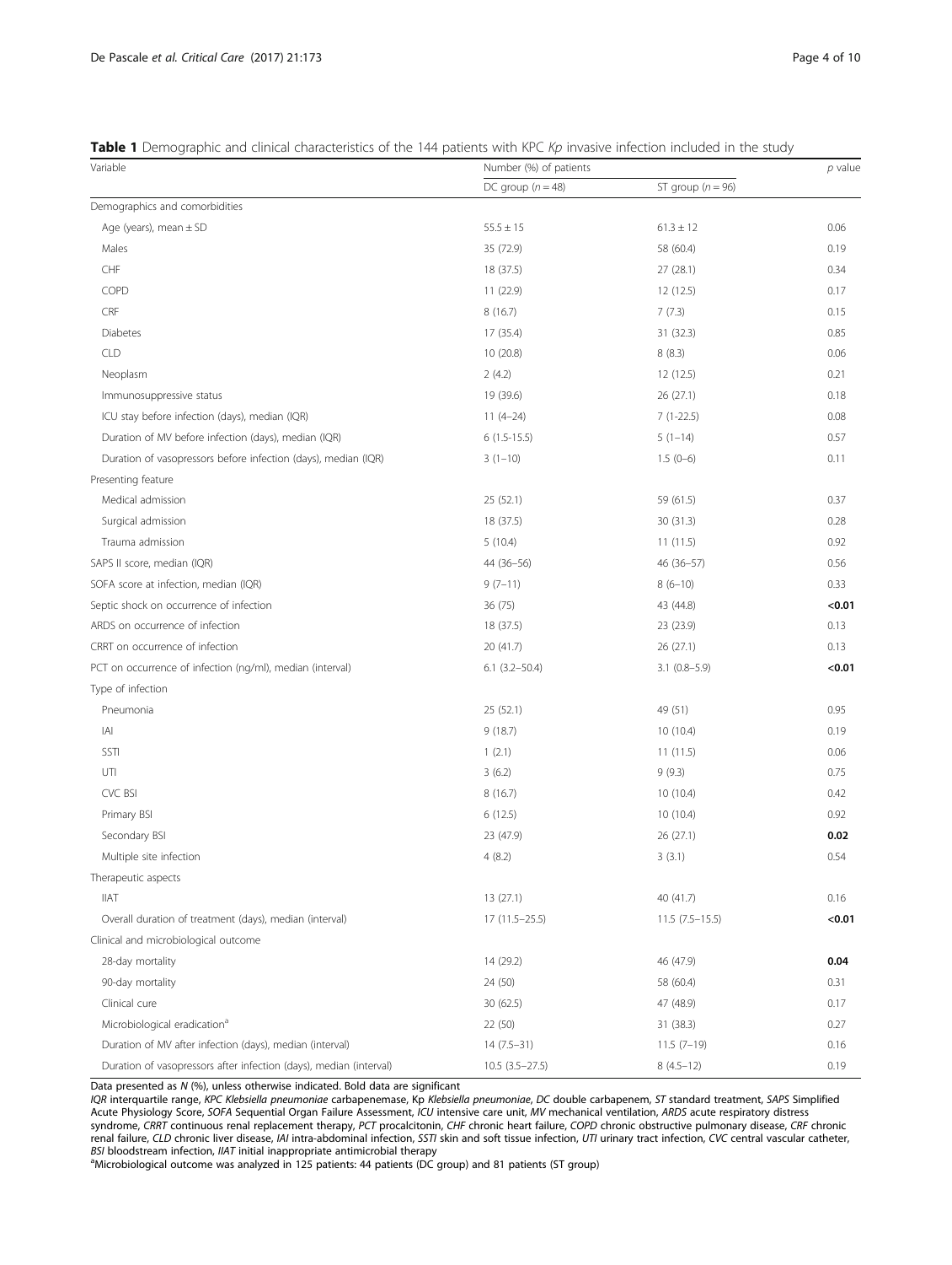**Table 1** Demographic and clinical characteristics of the 144 patients with KPC *Kp* invasive infection included in the study

| Variable | Number (%) of patients | | *p* value |
|---|---|---|---|
| | DC group (*n* = 48) | ST group (*n* = 96) | |
| Demographics and comorbidities | | | |
| Age (years), mean ± SD | 55.5 ± 15 | 61.3 ± 12 | 0.06 |
| Males | 35 (72.9) | 58 (60.4) | 0.19 |
| CHF | 18 (37.5) | 27 (28.1) | 0.34 |
| COPD | 11 (22.9) | 12 (12.5) | 0.17 |
| CRF | 8 (16.7) | 7 (7.3) | 0.15 |
| Diabetes | 17 (35.4) | 31 (32.3) | 0.85 |
| CLD | 10 (20.8) | 8 (8.3) | 0.06 |
| Neoplasm | 2 (4.2) | 12 (12.5) | 0.21 |
| Immunosuppressive status | 19 (39.6) | 26 (27.1) | 0.18 |
| ICU stay before infection (days), median (IQR) | 11 (4–24) | 7 (1-22.5) | 0.08 |
| Duration of MV before infection (days), median (IQR) | 6 (1.5-15.5) | 5 (1–14) | 0.57 |
| Duration of vasopressors before infection (days), median (IQR) | 3 (1–10) | 1.5 (0–6) | 0.11 |
| Presenting feature | | | |
| Medical admission | 25 (52.1) | 59 (61.5) | 0.37 |
| Surgical admission | 18 (37.5) | 30 (31.3) | 0.28 |
| Trauma admission | 5 (10.4) | 11 (11.5) | 0.92 |
| SAPS II score, median (IQR) | 44 (36–56) | 46 (36–57) | 0.56 |
| SOFA score at infection, median (IQR) | 9 (7–11) | 8 (6–10) | 0.33 |
| Septic shock on occurrence of infection | 36 (75) | 43 (44.8) | **<0.01** |
| ARDS on occurrence of infection | 18 (37.5) | 23 (23.9) | 0.13 |
| CRRT on occurrence of infection | 20 (41.7) | 26 (27.1) | 0.13 |
| PCT on occurrence of infection (ng/ml), median (interval) | 6.1 (3.2–50.4) | 3.1 (0.8–5.9) | **<0.01** |
| Type of infection | | | |
| Pneumonia | 25 (52.1) | 49 (51) | 0.95 |
| IAI | 9 (18.7) | 10 (10.4) | 0.19 |
| SSTI | 1 (2.1) | 11 (11.5) | 0.06 |
| UTI | 3 (6.2) | 9 (9.3) | 0.75 |
| CVC BSI | 8 (16.7) | 10 (10.4) | 0.42 |
| Primary BSI | 6 (12.5) | 10 (10.4) | 0.92 |
| Secondary BSI | 23 (47.9) | 26 (27.1) | **0.02** |
| Multiple site infection | 4 (8.2) | 3 (3.1) | 0.54 |
| Therapeutic aspects | | | |
| IIAT | 13 (27.1) | 40 (41.7) | 0.16 |
| Overall duration of treatment (days), median (interval) | 17 (11.5–25.5) | 11.5 (7.5–15.5) | **<0.01** |
| Clinical and microbiological outcome | | | |
| 28-day mortality | 14 (29.2) | 46 (47.9) | **0.04** |
| 90-day mortality | 24 (50) | 58 (60.4) | 0.31 |
| Clinical cure | 30 (62.5) | 47 (48.9) | 0.17 |
| Microbiological eradication[a] | 22 (50) | 31 (38.3) | 0.27 |
| Duration of MV after infection (days), median (interval) | 14 (7.5–31) | 11.5 (7–19) | 0.16 |
| Duration of vasopressors after infection (days), median (interval) | 10.5 (3.5–27.5) | 8 (4.5–12) | 0.19 |

Data presented as *N* (%), unless otherwise indicated. Bold data are significant

*IQR* interquartile range, *KPC Klebsiella pneumoniae* carbapenemase, Kp *Klebsiella pneumoniae*, *DC* double carbapenem, *ST* standard treatment, *SAPS* Simplified Acute Physiology Score, *SOFA* Sequential Organ Failure Assessment, *ICU* intensive care unit, *MV* mechanical ventilation, *ARDS* acute respiratory distress syndrome, *CRRT* continuous renal replacement therapy, *PCT* procalcitonin, *CHF* chronic heart failure, *COPD* chronic obstructive pulmonary disease, *CRF* chronic renal failure, *CLD* chronic liver disease, *IAI* intra-abdominal infection, *SSTI* skin and soft tissue infection, *UTI* urinary tract infection, *CVC* central vascular catheter, *BSI* bloodstream infection, *IIAT* initial inappropriate antimicrobial therapy

[a]Microbiological outcome was analyzed in 125 patients: 44 patients (DC group) and 81 patients (ST group)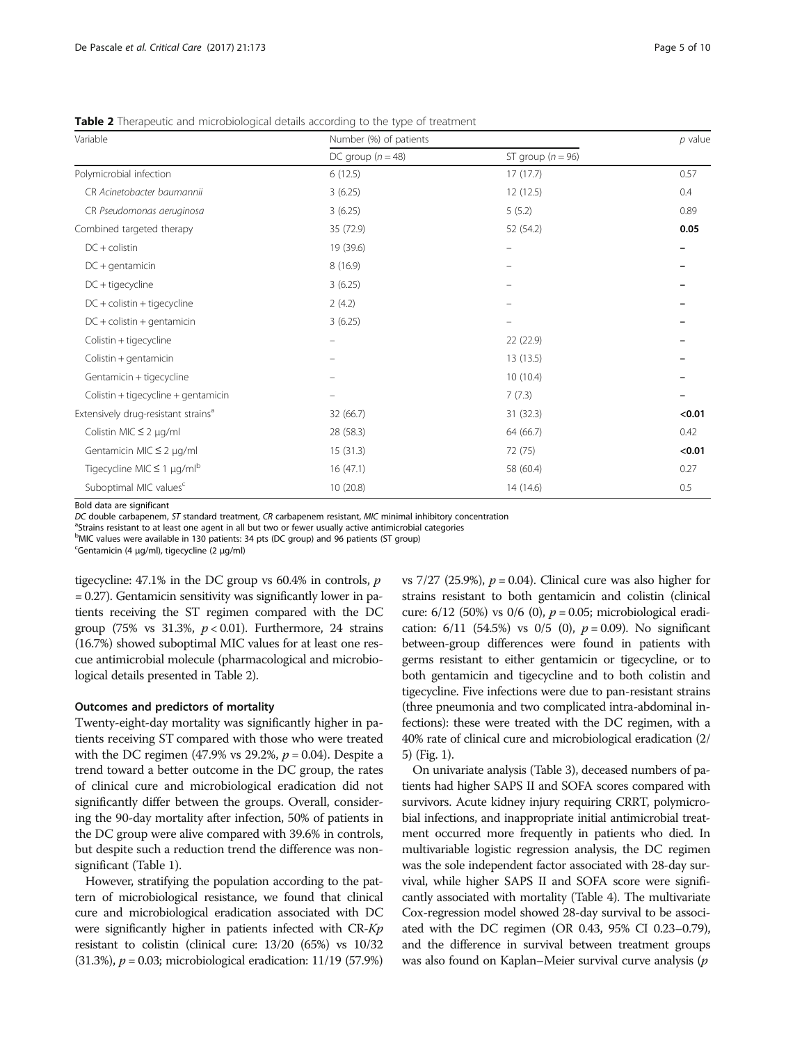**Table 2** Therapeutic and microbiological details according to the type of treatment

| Variable | Number (%) of patients | | *p* value |
|---|---|---|---|
| | DC group (*n* = 48) | ST group (*n* = 96) | |
| Polymicrobial infection | 6 (12.5) | 17 (17.7) | 0.57 |
| CR *Acinetobacter baumannii* | 3 (6.25) | 12 (12.5) | 0.4 |
| CR *Pseudomonas aeruginosa* | 3 (6.25) | 5 (5.2) | 0.89 |
| Combined targeted therapy | 35 (72.9) | 52 (54.2) | **0.05** |
| DC + colistin | 19 (39.6) | – | – |
| DC + gentamicin | 8 (16.9) | – | – |
| DC + tigecycline | 3 (6.25) | – | – |
| DC + colistin + tigecycline | 2 (4.2) | – | – |
| DC + colistin + gentamicin | 3 (6.25) | – | – |
| Colistin + tigecycline | – | 22 (22.9) | – |
| Colistin + gentamicin | – | 13 (13.5) | – |
| Gentamicin + tigecycline | – | 10 (10.4) | – |
| Colistin + tigecycline + gentamicin | – | 7 (7.3) | – |
| Extensively drug-resistant strains[a] | 32 (66.7) | 31 (32.3) | **<0.01** |
| Colistin MIC ≤ 2 μg/ml | 28 (58.3) | 64 (66.7) | 0.42 |
| Gentamicin MIC ≤ 2 μg/ml | 15 (31.3) | 72 (75) | **<0.01** |
| Tigecycline MIC ≤ 1 μg/ml[b] | 16 (47.1) | 58 (60.4) | 0.27 |
| Suboptimal MIC values[c] | 10 (20.8) | 14 (14.6) | 0.5 |

Bold data are significant

*DC* double carbapenem, *ST* standard treatment, *CR* carbapenem resistant, *MIC* minimal inhibitory concentration

[a]Strains resistant to at least one agent in all but two or fewer usually active antimicrobial categories

[b]MIC values were available in 130 patients: 34 pts (DC group) and 96 patients (ST group)

[c]Gentamicin (4 μg/ml), tigecycline (2 μg/ml)

tigecycline: 47.1% in the DC group vs 60.4% in controls, $p = 0.27$). Gentamicin sensitivity was significantly lower in patients receiving the ST regimen compared with the DC group (75% vs 31.3%, $p < 0.01$). Furthermore, 24 strains (16.7%) showed suboptimal MIC values for at least one rescue antimicrobial molecule (pharmacological and microbiological details presented in Table 2).

### Outcomes and predictors of mortality

Twenty-eight-day mortality was significantly higher in patients receiving ST compared with those who were treated with the DC regimen (47.9% vs 29.2%, $p = 0.04$). Despite a trend toward a better outcome in the DC group, the rates of clinical cure and microbiological eradication did not significantly differ between the groups. Overall, considering the 90-day mortality after infection, 50% of patients in the DC group were alive compared with 39.6% in controls, but despite such a reduction trend the difference was nonsignificant (Table 1).

However, stratifying the population according to the pattern of microbiological resistance, we found that clinical cure and microbiological eradication associated with DC were significantly higher in patients infected with CR-*Kp* resistant to colistin (clinical cure: 13/20 (65%) vs 10/32 (31.3%), $p = 0.03$; microbiological eradication: 11/19 (57.9%) vs 7/27 (25.9%), $p = 0.04$). Clinical cure was also higher for strains resistant to both gentamicin and colistin (clinical cure: 6/12 (50%) vs 0/6 (0), $p = 0.05$; microbiological eradication: 6/11 (54.5%) vs 0/5 (0), $p = 0.09$). No significant between-group differences were found in patients with germs resistant to either gentamicin or tigecycline, or to both gentamicin and tigecycline and to both colistin and tigecycline. Five infections were due to pan-resistant strains (three pneumonia and two complicated intra-abdominal infections): these were treated with the DC regimen, with a 40% rate of clinical cure and microbiological eradication (2/5) (Fig. 1).

On univariate analysis (Table 3), deceased numbers of patients had higher SAPS II and SOFA scores compared with survivors. Acute kidney injury requiring CRRT, polymicrobial infections, and inappropriate initial antimicrobial treatment occurred more frequently in patients who died. In multivariable logistic regression analysis, the DC regimen was the sole independent factor associated with 28-day survival, while higher SAPS II and SOFA score were significantly associated with mortality (Table 4). The multivariate Cox-regression model showed 28-day survival to be associated with the DC regimen (OR 0.43, 95% CI 0.23–0.79), and the difference in survival between treatment groups was also found on Kaplan–Meier survival curve analysis (*p*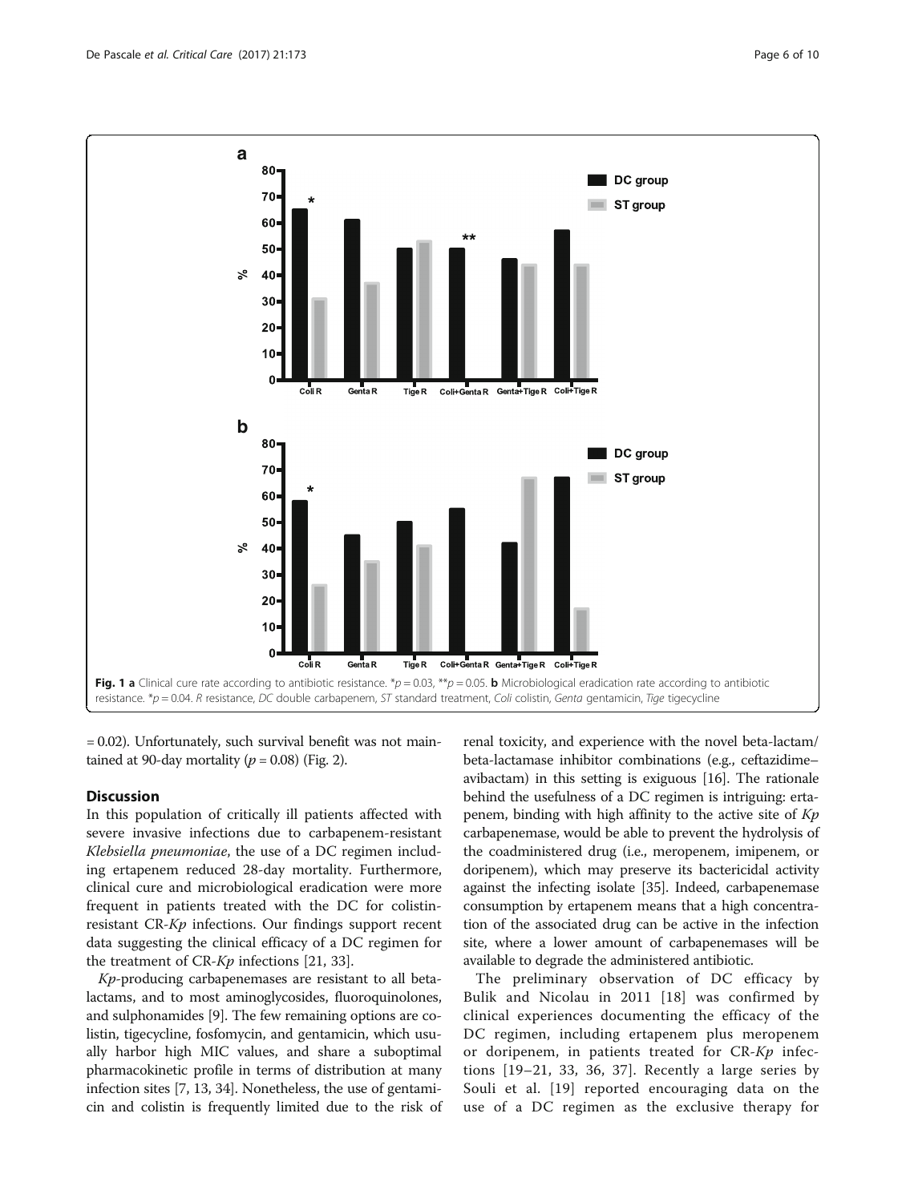Fig. 1 **a** Clinical cure rate according to antibiotic resistance. *$p = 0.03$, **$p = 0.05$. **b** Microbiological eradication rate according to antibiotic resistance. *$p = 0.04$. *R* resistance, *DC* double carbapenem, *ST* standard treatment, *Coli* colistin, *Genta* gentamicin, *Tige* tigecycline

= 0.02). Unfortunately, such survival benefit was not maintained at 90-day mortality ($p = 0.08$) (Fig. 2).

## Discussion

In this population of critically ill patients affected with severe invasive infections due to carbapenem-resistant *Klebsiella pneumoniae*, the use of a DC regimen including ertapenem reduced 28-day mortality. Furthermore, clinical cure and microbiological eradication were more frequent in patients treated with the DC for colistin-resistant CR-*Kp* infections. Our findings support recent data suggesting the clinical efficacy of a DC regimen for the treatment of CR-*Kp* infections [21, 33].

*Kp*-producing carbapenemases are resistant to all beta-lactams, and to most aminoglycosides, fluoroquinolones, and sulphonamides [9]. The few remaining options are colistin, tigecycline, fosfomycin, and gentamicin, which usually harbor high MIC values, and share a suboptimal pharmacokinetic profile in terms of distribution at many infection sites [7, 13, 34]. Nonetheless, the use of gentamicin and colistin is frequently limited due to the risk of renal toxicity, and experience with the novel beta-lactam/beta-lactamase inhibitor combinations (e.g., ceftazidime–avibactam) in this setting is exiguous [16]. The rationale behind the usefulness of a DC regimen is intriguing: ertapenem, binding with high affinity to the active site of *Kp* carbapenemase, would be able to prevent the hydrolysis of the coadministered drug (i.e., meropenem, imipenem, or doripenem), which may preserve its bactericidal activity against the infecting isolate [35]. Indeed, carbapenemase consumption by ertapenem means that a high concentration of the associated drug can be active in the infection site, where a lower amount of carbapenemases will be available to degrade the administered antibiotic.

The preliminary observation of DC efficacy by Bulik and Nicolau in 2011 [18] was confirmed by clinical experiences documenting the efficacy of the DC regimen, including ertapenem plus meropenem or doripenem, in patients treated for CR-*Kp* infections [19–21, 33, 36, 37]. Recently a large series by Souli et al. [19] reported encouraging data on the use of a DC regimen as the exclusive therapy for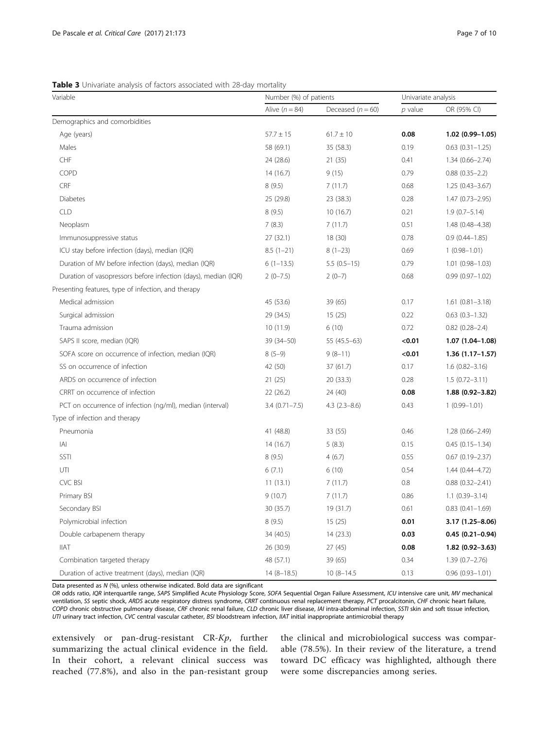**Table 3** Univariate analysis of factors associated with 28-day mortality

| Variable | Number (%) of patients | | Univariate analysis | |
|---|---|---|---|---|
| | Alive ($n = 84$) | Deceased ($n = 60$) | *p* value | OR (95% CI) |
| Demographics and comorbidities | | | | |
| Age (years) | 57.7 ± 15 | 61.7 ± 10 | **0.08** | **1.02 (0.99–1.05)** |
| Males | 58 (69.1) | 35 (58.3) | 0.19 | 0.63 (0.31–1.25) |
| CHF | 24 (28.6) | 21 (35) | 0.41 | 1.34 (0.66–2.74) |
| COPD | 14 (16.7) | 9 (15) | 0.79 | 0.88 (0.35–2.2) |
| CRF | 8 (9.5) | 7 (11.7) | 0.68 | 1.25 (0.43–3.67) |
| Diabetes | 25 (29.8) | 23 (38.3) | 0.28 | 1.47 (0.73–2.95) |
| CLD | 8 (9.5) | 10 (16.7) | 0.21 | 1.9 (0.7–5.14) |
| Neoplasm | 7 (8.3) | 7 (11.7) | 0.51 | 1.48 (0.48–4.38) |
| Immunosuppressive status | 27 (32.1) | 18 (30) | 0.78 | 0.9 (0.44–1.85) |
| ICU stay before infection (days), median (IQR) | 8.5 (1–21) | 8 (1–23) | 0.69 | 1 (0.98–1.01) |
| Duration of MV before infection (days), median (IQR) | 6 (1–13.5) | 5.5 (0.5–15) | 0.79 | 1.01 (0.98–1.03) |
| Duration of vasopressors before infection (days), median (IQR) | 2 (0–7.5) | 2 (0–7) | 0.68 | 0.99 (0.97–1.02) |
| Presenting features, type of infection, and therapy | | | | |
| Medical admission | 45 (53.6) | 39 (65) | 0.17 | 1.61 (0.81–3.18) |
| Surgical admission | 29 (34.5) | 15 (25) | 0.22 | 0.63 (0.3–1.32) |
| Trauma admission | 10 (11.9) | 6 (10) | 0.72 | 0.82 (0.28–2.4) |
| SAPS II score, median (IQR) | 39 (34–50) | 55 (45.5–63) | **<0.01** | **1.07 (1.04–1.08)** |
| SOFA score on occurrence of infection, median (IQR) | 8 (5–9) | 9 (8–11) | **<0.01** | **1.36 (1.17–1.57)** |
| SS on occurrence of infection | 42 (50) | 37 (61.7) | 0.17 | 1.6 (0.82–3.16) |
| ARDS on occurrence of infection | 21 (25) | 20 (33.3) | 0.28 | 1.5 (0.72–3.11) |
| CRRT on occurrence of infection | 22 (26.2) | 24 (40) | **0.08** | **1.88 (0.92–3.82)** |
| PCT on occurrence of infection (ng/ml), median (interval) | 3.4 (0.71–7.5) | 4.3 (2.3–8.6) | 0.43 | 1 (0.99–1.01) |
| Type of infection and therapy | | | | |
| Pneumonia | 41 (48.8) | 33 (55) | 0.46 | 1.28 (0.66–2.49) |
| IAI | 14 (16.7) | 5 (8.3) | 0.15 | 0.45 (0.15–1.34) |
| SSTI | 8 (9.5) | 4 (6.7) | 0.55 | 0.67 (0.19–2.37) |
| UTI | 6 (7.1) | 6 (10) | 0.54 | 1.44 (0.44–4.72) |
| CVC BSI | 11 (13.1) | 7 (11.7) | 0.8 | 0.88 (0.32–2.41) |
| Primary BSI | 9 (10.7) | 7 (11.7) | 0.86 | 1.1 (0.39–3.14) |
| Secondary BSI | 30 (35.7) | 19 (31.7) | 0.61 | 0.83 (0.41–1.69) |
| Polymicrobial infection | 8 (9.5) | 15 (25) | **0.01** | **3.17 (1.25–8.06)** |
| Double carbapenem therapy | 34 (40.5) | 14 (23.3) | **0.03** | **0.45 (0.21–0.94)** |
| IIAT | 26 (30.9) | 27 (45) | **0.08** | **1.82 (0.92–3.63)** |
| Combination targeted therapy | 48 (57.1) | 39 (65) | 0.34 | 1.39 (0.7–2.76) |
| Duration of active treatment (days), median (IQR) | 14 (8–18.5) | 10 (8–14.5 | 0.13 | 0.96 (0.93–1.01) |

Data presented as *N* (%), unless otherwise indicated. Bold data are significant

*OR* odds ratio, *IQR* interquartile range, *SAPS* Simplified Acute Physiology Score, *SOFA* Sequential Organ Failure Assessment, *ICU* intensive care unit, *MV* mechanical ventilation, *SS* septic shock, *ARDS* acute respiratory distress syndrome, *CRRT* continuous renal replacement therapy, *PCT* procalcitonin, *CHF* chronic heart failure, *COPD* chronic obstructive pulmonary disease, *CRF* chronic renal failure, *CLD* chronic liver disease, *IAI* intra-abdominal infection, *SSTI* skin and soft tissue infection, *UTI* urinary tract infection, *CVC* central vascular catheter, *BSI* bloodstream infection, *IIAT* initial inappropriate antimicrobial therapy

extensively or pan-drug-resistant CR-*Kp*, further summarizing the actual clinical evidence in the field. In their cohort, a relevant clinical success was reached (77.8%), and also in the pan-resistant group the clinical and microbiological success was comparable (78.5%). In their review of the literature, a trend toward DC efficacy was highlighted, although there were some discrepancies among series.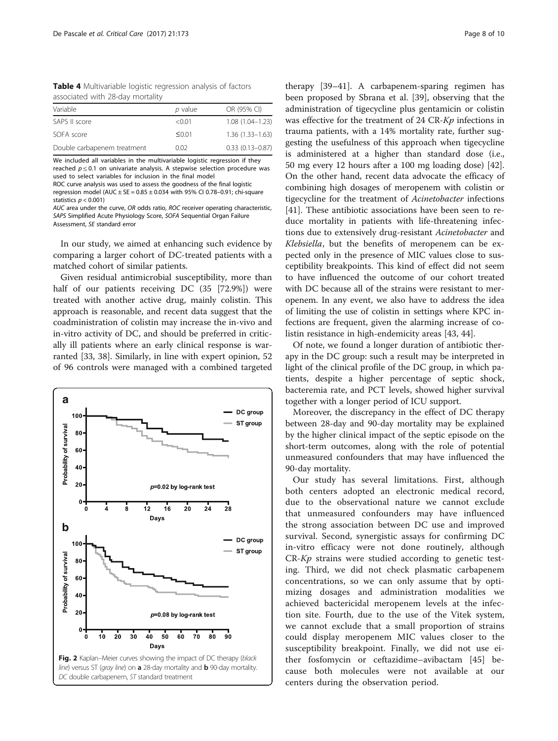**Table 4** Multivariable logistic regression analysis of factors associated with 28-day mortality

| Variable | *p* value | OR (95% CI) |
|---|---|---|
| SAPS II score | <0.01 | 1.08 (1.04–1.23) |
| SOFA score | ≤0.01 | 1.36 (1.33–1.63) |
| Double carbapenem treatment | 0.02 | 0.33 (0.13–0.87) |

We included all variables in the multivariable logistic regression if they reached $p \leq 0.1$ on univariate analysis. A stepwise selection procedure was used to select variables for inclusion in the final model

ROC curve analysis was used to assess the goodness of the final logistic regression model (AUC ± SE = 0.85 ± 0.034 with 95% CI 0.78–0.91; chi-square statistics $p < 0.001$)

*AUC* area under the curve, *OR* odds ratio, *ROC* receiver operating characteristic, *SAPS* Simplified Acute Physiology Score, *SOFA* Sequential Organ Failure Assessment, *SE* standard error

In our study, we aimed at enhancing such evidence by comparing a larger cohort of DC-treated patients with a matched cohort of similar patients.

Given residual antimicrobial susceptibility, more than half of our patients receiving DC (35 [72.9%]) were treated with another active drug, mainly colistin. This approach is reasonable, and recent data suggest that the coadministration of colistin may increase the in-vivo and in-vitro activity of DC, and should be preferred in critically ill patients where an early clinical response is warranted [33, 38]. Similarly, in line with expert opinion, 52 of 96 controls were managed with a combined targeted therapy [39–41]. A carbapenem-sparing regimen has been proposed by Sbrana et al. [39], observing that the administration of tigecycline plus gentamicin or colistin was effective for the treatment of 24 CR-*Kp* infections in trauma patients, with a 14% mortality rate, further suggesting the usefulness of this approach when tigecycline is administered at a higher than standard dose (i.e., 50 mg every 12 hours after a 100 mg loading dose) [42]. On the other hand, recent data advocate the efficacy of combining high dosages of meropenem with colistin or tigecycline for the treatment of *Acinetobacter* infections [41]. These antibiotic associations have been seen to reduce mortality in patients with life-threatening infections due to extensively drug-resistant *Acinetobacter* and *Klebsiella*, but the benefits of meropenem can be expected only in the presence of MIC values close to susceptibility breakpoints. This kind of effect did not seem to have influenced the outcome of our cohort treated with DC because all of the strains were resistant to meropenem. In any event, we also have to address the idea of limiting the use of colistin in settings where KPC infections are frequent, given the alarming increase of colistin resistance in high-endemicity areas [43, 44].

Fig. 2 Kaplan–Meier curves showing the impact of DC therapy (*black line*) versus ST (*gray line*) on **a** 28-day mortality and **b** 90-day mortality. *DC* double carbapenem, *ST* standard treatment

Of note, we found a longer duration of antibiotic therapy in the DC group: such a result may be interpreted in light of the clinical profile of the DC group, in which patients, despite a higher percentage of septic shock, bacteremia rate, and PCT levels, showed higher survival together with a longer period of ICU support.

Moreover, the discrepancy in the effect of DC therapy between 28-day and 90-day mortality may be explained by the higher clinical impact of the septic episode on the short-term outcomes, along with the role of potential unmeasured confounders that may have influenced the 90-day mortality.

Our study has several limitations. First, although both centers adopted an electronic medical record, due to the observational nature we cannot exclude that unmeasured confounders may have influenced the strong association between DC use and improved survival. Second, synergistic assays for confirming DC in-vitro efficacy were not done routinely, although CR-*Kp* strains were studied according to genetic testing. Third, we did not check plasmatic carbapenem concentrations, so we can only assume that by optimizing dosages and administration modalities we achieved bactericidal meropenem levels at the infection site. Fourth, due to the use of the Vitek system, we cannot exclude that a small proportion of strains could display meropenem MIC values closer to the susceptibility breakpoint. Finally, we did not use either fosfomycin or ceftazidime–avibactam [45] because both molecules were not available at our centers during the observation period.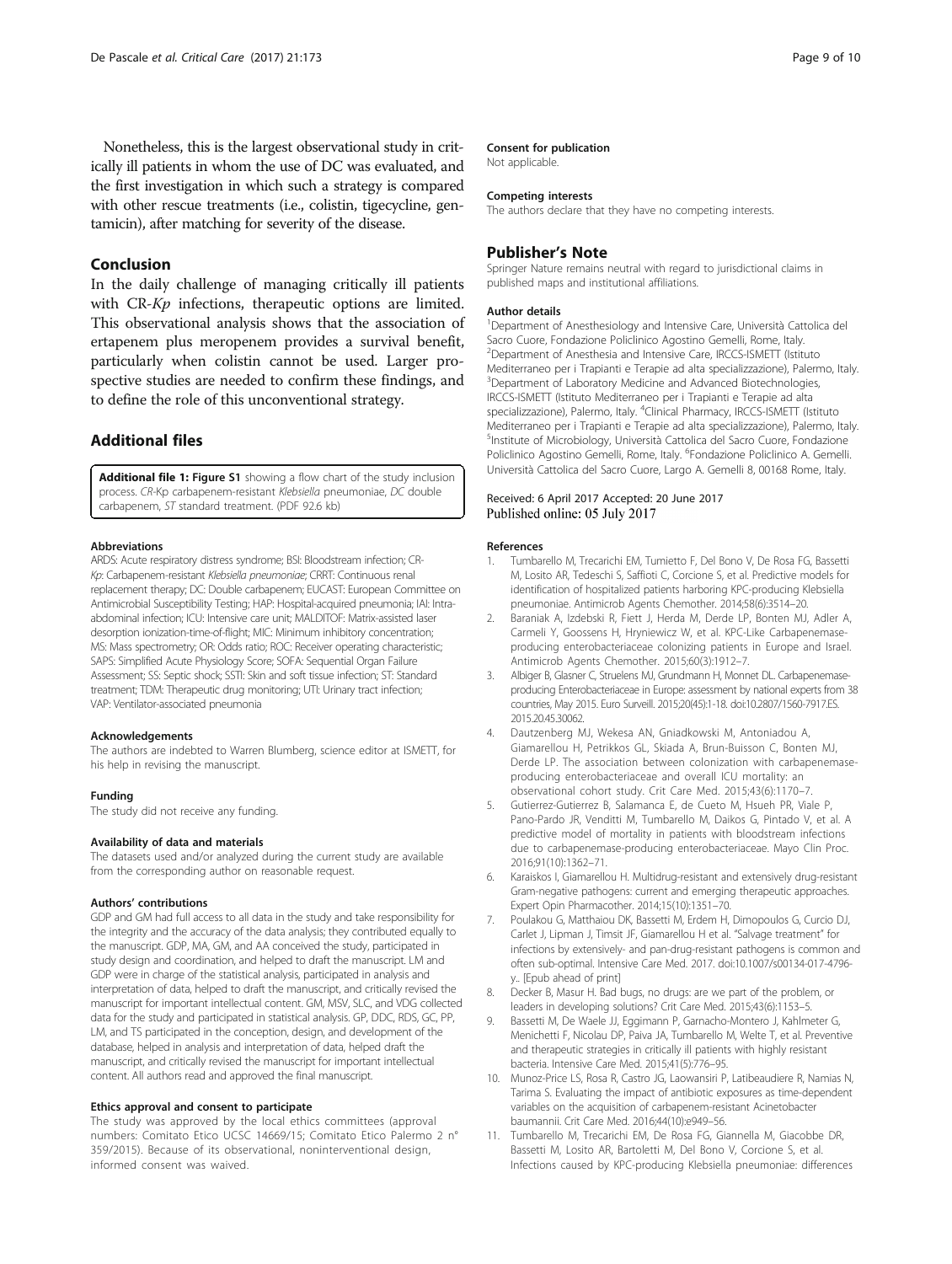Nonetheless, this is the largest observational study in critically ill patients in whom the use of DC was evaluated, and the first investigation in which such a strategy is compared with other rescue treatments (i.e., colistin, tigecycline, gentamicin), after matching for severity of the disease.

## Conclusion

In the daily challenge of managing critically ill patients with CR-*Kp* infections, therapeutic options are limited. This observational analysis shows that the association of ertapenem plus meropenem provides a survival benefit, particularly when colistin cannot be used. Larger prospective studies are needed to confirm these findings, and to define the role of this unconventional strategy.

## Additional files

**Additional file 1: Figure S1** showing a flow chart of the study inclusion process. *CR-Kp* carbapenem-resistant *Klebsiella* pneumoniae, *DC* double carbapenem, *ST* standard treatment. (PDF 92.6 kb)

#### Abbreviations

ARDS: Acute respiratory distress syndrome; BSI: Bloodstream infection; CR-*Kp*: Carbapenem-resistant *Klebsiella pneumoniae*; CRRT: Continuous renal replacement therapy; DC: Double carbapenem; EUCAST: European Committee on Antimicrobial Susceptibility Testing; HAP: Hospital-acquired pneumonia; IAI: Intra-abdominal infection; ICU: Intensive care unit; MALDITOF: Matrix-assisted laser desorption ionization-time-of-flight; MIC: Minimum inhibitory concentration; MS: Mass spectrometry; OR: Odds ratio; ROC: Receiver operating characteristic; SAPS: Simplified Acute Physiology Score; SOFA: Sequential Organ Failure Assessment; SS: Septic shock; SSTI: Skin and soft tissue infection; ST: Standard treatment; TDM: Therapeutic drug monitoring; UTI: Urinary tract infection; VAP: Ventilator-associated pneumonia

#### Acknowledgements

The authors are indebted to Warren Blumberg, science editor at ISMETT, for his help in revising the manuscript.

#### Funding

The study did not receive any funding.

#### Availability of data and materials

The datasets used and/or analyzed during the current study are available from the corresponding author on reasonable request.

#### Authors' contributions

GDP and GM had full access to all data in the study and take responsibility for the integrity and the accuracy of the data analysis; they contributed equally to the manuscript. GDP, MA, GM, and AA conceived the study, participated in study design and coordination, and helped to draft the manuscript. LM and GDP were in charge of the statistical analysis, participated in analysis and interpretation of data, helped to draft the manuscript, and critically revised the manuscript for important intellectual content. GM, MSV, SLC, and VDG collected data for the study and participated in statistical analysis. GP, DDC, RDS, GC, PP, LM, and TS participated in the conception, design, and development of the database, helped in analysis and interpretation of data, helped draft the manuscript, and critically revised the manuscript for important intellectual content. All authors read and approved the final manuscript.

#### Ethics approval and consent to participate

The study was approved by the local ethics committees (approval numbers: Comitato Etico UCSC 14669/15; Comitato Etico Palermo 2 n° 359/2015). Because of its observational, noninterventional design, informed consent was waived.

#### Consent for publication

Not applicable.

#### Competing interests

The authors declare that they have no competing interests.

## Publisher's Note

Springer Nature remains neutral with regard to jurisdictional claims in published maps and institutional affiliations.

#### Author details

[1]Department of Anesthesiology and Intensive Care, Università Cattolica del Sacro Cuore, Fondazione Policlinico Agostino Gemelli, Rome, Italy. [2]Department of Anesthesia and Intensive Care, IRCCS-ISMETT (Istituto Mediterraneo per i Trapianti e Terapie ad alta specializzazione), Palermo, Italy. [3]Department of Laboratory Medicine and Advanced Biotechnologies, IRCCS-ISMETT (Istituto Mediterraneo per i Trapianti e Terapie ad alta specializzazione), Palermo, Italy. [4]Clinical Pharmacy, IRCCS-ISMETT (Istituto Mediterraneo per i Trapianti e Terapie ad alta specializzazione), Palermo, Italy. [5]Institute of Microbiology, Università Cattolica del Sacro Cuore, Fondazione Policlinico Agostino Gemelli, Rome, Italy. [6]Fondazione Policlinico A. Gemelli. Università Cattolica del Sacro Cuore, Largo A. Gemelli 8, 00168 Rome, Italy.

Received: 6 April 2017 Accepted: 20 June 2017
Published online: 05 July 2017

#### References

1. Tumbarello M, Trecarichi EM, Tumietto F, Del Bono V, De Rosa FG, Bassetti M, Losito AR, Tedeschi S, Saffioti C, Corcione S, et al. Predictive models for identification of hospitalized patients harboring KPC-producing Klebsiella pneumoniae. Antimicrob Agents Chemother. 2014;58(6):3514–20.
2. Baraniak A, Izdebski R, Fiett J, Herda M, Derde LP, Bonten MJ, Adler A, Carmeli Y, Goossens H, Hryniewicz W, et al. KPC-Like Carbapenemase-producing enterobacteriaceae colonizing patients in Europe and Israel. Antimicrob Agents Chemother. 2015;60(3):1912–7.
3. Albiger B, Glasner C, Struelens MJ, Grundmann H, Monnet DL. Carbapenemase-producing Enterobacteriaceae in Europe: assessment by national experts from 38 countries, May 2015. Euro Surveill. 2015;20(45):1-18. doi:10.2807/1560-7917.ES.2015.20.45.30062.
4. Dautzenberg MJ, Wekesa AN, Gniadkowski M, Antoniadou A, Giamarellou H, Petrikkos GL, Skiada A, Brun-Buisson C, Bonten MJ, Derde LP. The association between colonization with carbapenemase-producing enterobacteriaceae and overall ICU mortality: an observational cohort study. Crit Care Med. 2015;43(6):1170–7.
5. Gutierrez-Gutierrez B, Salamanca E, de Cueto M, Hsueh PR, Viale P, Pano-Pardo JR, Venditti M, Tumbarello M, Daikos G, Pintado V, et al. A predictive model of mortality in patients with bloodstream infections due to carbapenemase-producing enterobacteriaceae. Mayo Clin Proc. 2016;91(10):1362–71.
6. Karaiskos I, Giamarellou H. Multidrug-resistant and extensively drug-resistant Gram-negative pathogens: current and emerging therapeutic approaches. Expert Opin Pharmacother. 2014;15(10):1351–70.
7. Poulakou G, Matthaiou DK, Bassetti M, Erdem H, Dimopoulos G, Curcio DJ, Carlet J, Lipman J, Timsit JF, Giamarellou H et al. "Salvage treatment" for infections by extensively- and pan-drug-resistant pathogens is common and often sub-optimal. Intensive Care Med. 2017. doi:10.1007/s00134-017-4796-y.. [Epub ahead of print]
8. Decker B, Masur H. Bad bugs, no drugs: are we part of the problem, or leaders in developing solutions? Crit Care Med. 2015;43(6):1153–5.
9. Bassetti M, De Waele JJ, Eggimann P, Garnacho-Montero J, Kahlmeter G, Menichetti F, Nicolau DP, Paiva JA, Tumbarello M, Welte T, et al. Preventive and therapeutic strategies in critically ill patients with highly resistant bacteria. Intensive Care Med. 2015;41(5):776–95.
10. Munoz-Price LS, Rosa R, Castro JG, Laowansiri P, Latibeaudiere R, Namias N, Tarima S. Evaluating the impact of antibiotic exposures as time-dependent variables on the acquisition of carbapenem-resistant Acinetobacter baumannii. Crit Care Med. 2016;44(10):e949–56.
11. Tumbarello M, Trecarichi EM, De Rosa FG, Giannella M, Giacobbe DR, Bassetti M, Losito AR, Bartoletti M, Del Bono V, Corcione S, et al. Infections caused by KPC-producing Klebsiella pneumoniae: differences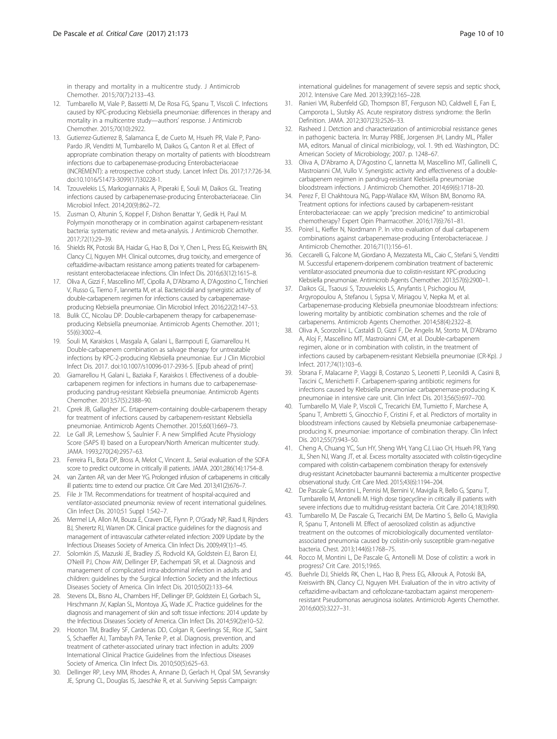in therapy and mortality in a multicentre study. J Antimicrob Chemother. 2015;70(7):2133–43.

12. Tumbarello M, Viale P, Bassetti M, De Rosa FG, Spanu T, Viscoli C. Infections caused by KPC-producing Klebsiella pneumoniae: differences in therapy and mortality in a multicentre study—authors' response. J Antimicrob Chemother. 2015;70(10):2922.
13. Gutierrez-Gutierrez B, Salamanca E, de Cueto M, Hsueh PR, Viale P, Pano-Pardo JR, Venditti M, Tumbarello M, Daikos G, Canton R et al. Effect of appropriate combination therapy on mortality of patients with bloodstream infections due to carbapenemase-producing Enterobacteriaceae (INCREMENT): a retrospective cohort study. Lancet Infect Dis. 2017;17:726-34. doi:10.1016/S1473-3099(17)30228-1.
14. Tzouvelekis LS, Markogiannakis A, Piperaki E, Souli M, Daikos GL. Treating infections caused by carbapenemase-producing Enterobacteriaceae. Clin Microbiol Infect. 2014;20(9):862–72.
15. Zusman O, Altunin S, Koppel F, Dishon Benattar Y, Gedik H, Paul M. Polymyxin monotherapy or in combination against carbapenem-resistant bacteria: systematic review and meta-analysis. J Antimicrob Chemother. 2017;72(1):29–39.
16. Shields RK, Potoski BA, Haidar G, Hao B, Doi Y, Chen L, Press EG, Kreiswirth BN, Clancy CJ, Nguyen MH. Clinical outcomes, drug toxicity, and emergence of ceftazidime-avibactam resistance among patients treated for carbapenem-resistant enterobacteriaceae infections. Clin Infect Dis. 2016;63(12):1615–8.
17. Oliva A, Gizzi F, Mascellino MT, Cipolla A, D'Abramo A, D'Agostino C, Trinchieri V, Russo G, Tierno F, Iannetta M, et al. Bactericidal and synergistic activity of double-carbapenem regimen for infections caused by carbapenemase-producing Klebsiella pneumoniae. Clin Microbiol Infect. 2016;22(2):147–53.
18. Bulik CC, Nicolau DP. Double-carbapenem therapy for carbapenemase-producing Klebsiella pneumoniae. Antimicrob Agents Chemother. 2011; 55(6):3002–4.
19. Souli M, Karaiskos I, Masgala A, Galani L, Barmpouti E, Giamarellou H. Double-carbapenem combination as salvage therapy for untreatable infections by KPC-2-producing Klebsiella pneumoniae. Eur J Clin Microbiol Infect Dis. 2017. doi:10.1007/s10096-017-2936-5. [Epub ahead of print]
20. Giamarellou H, Galani L, Baziaka F, Karaiskos I. Effectiveness of a double-carbapenem regimen for infections in humans due to carbapenemase-producing pandrug-resistant Klebsiella pneumoniae. Antimicrob Agents Chemother. 2013;57(5):2388–90.
21. Cprek JB, Gallagher JC. Ertapenem-containing double-carbapenem therapy for treatment of infections caused by carbapenem-resistant Klebsiella pneumoniae. Antimicrob Agents Chemother. 2015;60(1):669–73.
22. Le Gall JR, Lemeshow S, Saulnier F. A new Simplified Acute Physiology Score (SAPS II) based on a European/North American multicenter study. JAMA. 1993;270(24):2957–63.
23. Ferreira FL, Bota DP, Bross A, Melot C, Vincent JL. Serial evaluation of the SOFA score to predict outcome in critically ill patients. JAMA. 2001;286(14):1754–8.
24. van Zanten AR, van der Meer YG. Prolonged infusion of carbapenems in critically ill patients: time to extend our practice. Crit Care Med. 2013;41(2):676–7.
25. File Jr TM. Recommendations for treatment of hospital-acquired and ventilator-associated pneumonia: review of recent international guidelines. Clin Infect Dis. 2010;51 Suppl 1:S42–7.
26. Mermel LA, Allon M, Bouza E, Craven DE, Flynn P, O'Grady NP, Raad II, Rijnders BJ, Sherertz RJ, Warren DK. Clinical practice guidelines for the diagnosis and management of intravascular catheter-related infection: 2009 Update by the Infectious Diseases Society of America. Clin Infect Dis. 2009;49(1):1–45.
27. Solomkin JS, Mazuski JE, Bradley JS, Rodvold KA, Goldstein EJ, Baron EJ, O'Neill PJ, Chow AW, Dellinger EP, Eachempati SR, et al. Diagnosis and management of complicated intra-abdominal infection in adults and children: guidelines by the Surgical Infection Society and the Infectious Diseases Society of America. Clin Infect Dis. 2010;50(2):133–64.
28. Stevens DL, Bisno AL, Chambers HF, Dellinger EP, Goldstein EJ, Gorbach SL, Hirschmann JV, Kaplan SL, Montoya JG, Wade JC. Practice guidelines for the diagnosis and management of skin and soft tissue infections: 2014 update by the Infectious Diseases Society of America. Clin Infect Dis. 2014;59(2):e10–52.
29. Hooton TM, Bradley SF, Cardenas DD, Colgan R, Geerlings SE, Rice JC, Saint S, Schaeffer AJ, Tambayh PA, Tenke P, et al. Diagnosis, prevention, and treatment of catheter-associated urinary tract infection in adults: 2009 International Clinical Practice Guidelines from the Infectious Diseases Society of America. Clin Infect Dis. 2010;50(5):625–63.
30. Dellinger RP, Levy MM, Rhodes A, Annane D, Gerlach H, Opal SM, Sevransky JE, Sprung CL, Douglas IS, Jaeschke R, et al. Surviving Sepsis Campaign: international guidelines for management of severe sepsis and septic shock, 2012. Intensive Care Med. 2013;39(2):165–228.
31. Ranieri VM, Rubenfeld GD, Thompson BT, Ferguson ND, Caldwell E, Fan E, Camporota L, Slutsky AS. Acute respiratory distress syndrome: the Berlin Definition. JAMA. 2012;307(23):2526–33.
32. Rasheed J. Detction and characterization of antimicrobial resistance genes in pathogenic bacteria. In: Murray PRBE, Jorgensen JH, Landry ML, Pfaller MA, editors. Manual of clinical micribiology, vol. 1. 9th ed. Washington, DC: American Society of Microbiology; 2007. p. 1248–67.
33. Oliva A, D'Abramo A, D'Agostino C, Iannetta M, Mascellino MT, Gallinelli C, Mastroianni CM, Vullo V. Synergistic activity and effectiveness of a double-carbapenem regimen in pandrug-resistant Klebsiella pneumoniae bloodstream infections. J Antimicrob Chemother. 2014;69(6):1718–20.
34. Perez F, El Chakhtoura NG, Papp-Wallace KM, Wilson BM, Bonomo RA. Treatment options for infections caused by carbapenem-resistant Enterobacteriaceae: can we apply "precision medicine" to antimicrobial chemotherapy? Expert Opin Pharmacother. 2016;17(6):761–81.
35. Poirel L, Kieffer N, Nordmann P. In vitro evaluation of dual carbapenem combinations against carbapenemase-producing Enterobacteriaceae. J Antimicrob Chemother. 2016;71(1):156–61.
36. Ceccarelli G, Falcone M, Giordano A, Mezzatesta ML, Caio C, Stefani S, Venditti M. Successful ertapenem-doripenem combination treatment of bacteremic ventilator-associated pneumonia due to colistin-resistant KPC-producing Klebsiella pneumoniae. Antimicrob Agents Chemother. 2013;57(6):2900–1.
37. Daikos GL, Tsaousi S, Tzouvelekis LS, Anyfantis I, Psichogiou M, Argyropoulou A, Stefanou I, Sypsa V, Miriagou V, Nepka M, et al. Carbapenemase-producing Klebsiella pneumoniae bloodstream infections: lowering mortality by antibiotic combination schemes and the role of carbapenems. Antimicrob Agents Chemother. 2014;58(4):2322–8.
38. Oliva A, Scorzolini L, Castaldi D, Gizzi F, De Angelis M, Storto M, D'Abramo A, Aloj F, Mascellino MT, Mastroianni CM, et al. Double-carbapenem regimen, alone or in combination with colistin, in the treatment of infections caused by carbapenem-resistant Klebsiella pneumoniae (CR-Kp). J Infect. 2017;74(1):103–6.
39. Sbrana F, Malacarne P, Viaggi B, Costanzo S, Leonetti P, Leonildi A, Casini B, Tascini C, Menichetti F. Carbapenem-sparing antibiotic regimens for infections caused by Klebsiella pneumoniae carbapenemase-producing K. pneumoniae in intensive care unit. Clin Infect Dis. 2013;56(5):697–700.
40. Tumbarello M, Viale P, Viscoli C, Trecarichi EM, Tumietto F, Marchese A, Spanu T, Ambretti S, Ginocchio F, Cristini F, et al. Predictors of mortality in bloodstream infections caused by Klebsiella pneumoniae carbapenemase-producing K. pneumoniae: importance of combination therapy. Clin Infect Dis. 2012;55(7):943–50.
41. Cheng A, Chuang YC, Sun HY, Sheng WH, Yang CJ, Liao CH, Hsueh PR, Yang JL, Shen NJ, Wang JT, et al. Excess mortality associated with colistin-tigecycline compared with colistin-carbapenem combination therapy for extensively drug-resistant Acinetobacter baumannii bacteremia: a multicenter prospective observational study. Crit Care Med. 2015;43(6):1194–204.
42. De Pascale G, Montini L, Pennisi M, Bernini V, Maviglia R, Bello G, Spanu T, Tumbarello M, Antonelli M. High dose tigecycline in critically ill patients with severe infections due to multidrug-resistant bacteria. Crit Care. 2014;18(3):R90.
43. Tumbarello M, De Pascale G, Trecarichi EM, De Martino S, Bello G, Maviglia R, Spanu T, Antonelli M. Effect of aerosolized colistin as adjunctive treatment on the outcomes of microbiologically documented ventilator-associated pneumonia caused by colistin-only susceptible gram-negative bacteria. Chest. 2013;144(6):1768–75.
44. Rocco M, Montini L, De Pascale G, Antonelli M. Dose of colistin: a work in progress? Crit Care. 2015;19:65.
45. Buehrle DJ, Shields RK, Chen L, Hao B, Press EG, Alkrouk A, Potoski BA, Kreiswirth BN, Clancy CJ, Nguyen MH. Evaluation of the in vitro activity of ceftazidime-avibactam and ceftolozane-tazobactam against meropenem-resistant Pseudomonas aeruginosa isolates. Antimicrob Agents Chemother. 2016;60(5):3227–31.